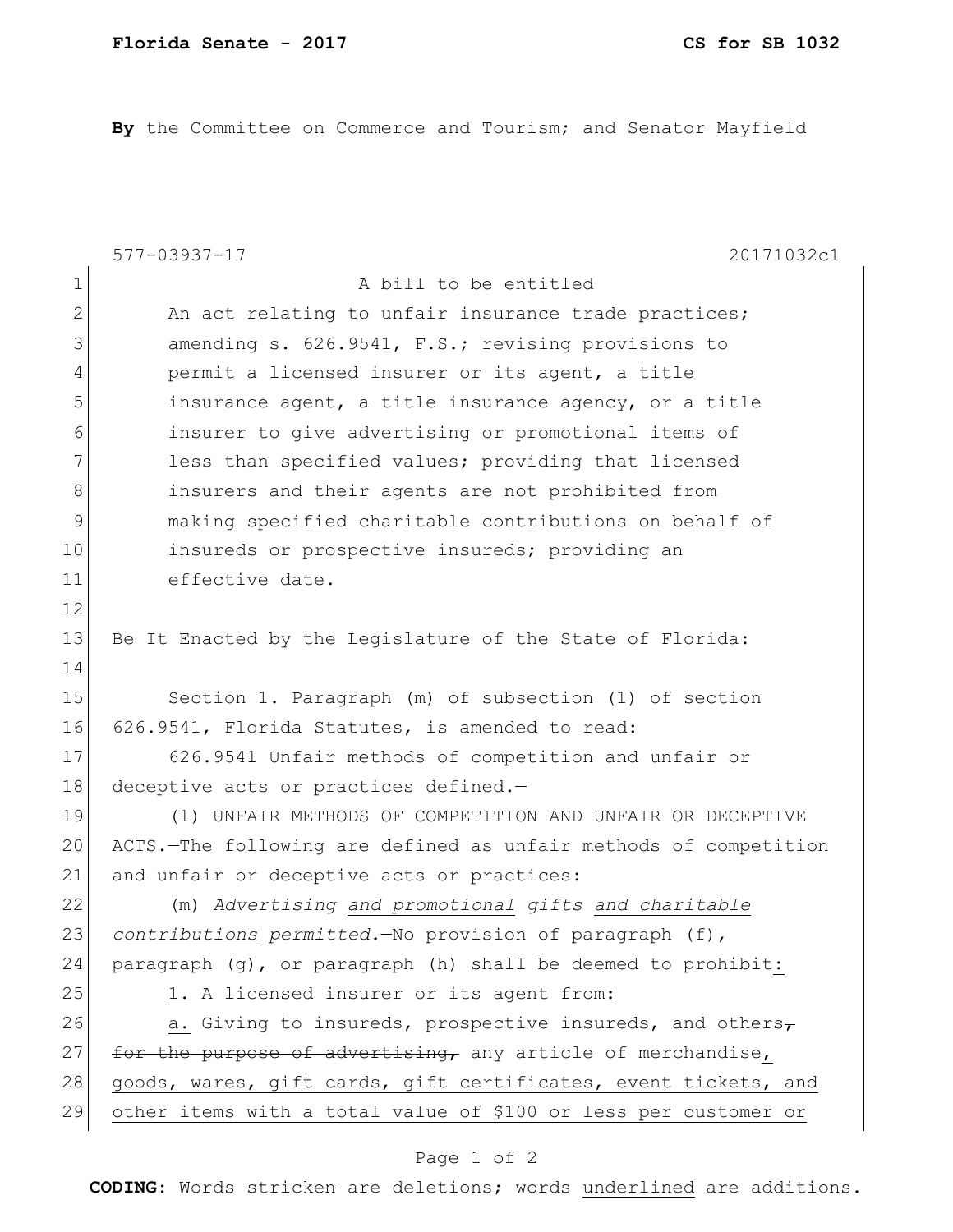**Florida Senate - 2017** **CS for SB 1032**

**By** the Committee on Commerce and Tourism; and Senator Mayfield

577-03937-17 20171032c1

1 A bill to be entitled

2 An act relating to unfair insurance trade practices;
3 amending s. 626.9541, F.S.; revising provisions to
4 permit a licensed insurer or its agent, a title
5 insurance agent, a title insurance agency, or a title
6 insurer to give advertising or promotional items of
7 less than specified values; providing that licensed
8 insurers and their agents are not prohibited from
9 making specified charitable contributions on behalf of
10 insureds or prospective insureds; providing an
11 effective date.
12
13 Be It Enacted by the Legislature of the State of Florida:
14
15 Section 1. Paragraph (m) of subsection (1) of section
16 626.9541, Florida Statutes, is amended to read:
17 626.9541 Unfair methods of competition and unfair or
18 deceptive acts or practices defined.—
19 (1) UNFAIR METHODS OF COMPETITION AND UNFAIR OR DECEPTIVE
20 ACTS.—The following are defined as unfair methods of competition
21 and unfair or deceptive acts or practices:
22 (m) *Advertising <u>and promotional</u> gifts <u>and charitable</u>*
23 *<u>contributions</u> permitted.*—No provision of paragraph (f),
24 paragraph (g), or paragraph (h) shall be deemed to prohibit<u>:</u>
25 <u>1.</u> A licensed insurer or its agent from<u>:</u>
26 <u>a.</u> Giving to insureds, prospective insureds, and others~~,~~
27 ~~for the purpose of advertising,~~ any article of merchandise<u>,</u>
28 <u>goods, wares, gift cards, gift certificates, event tickets, and</u>
29 <u>other items with a total value of $100 or less per customer or</u>

**CODING:** Words ~~stricken~~ are deletions; words <u>underlined</u> are additions.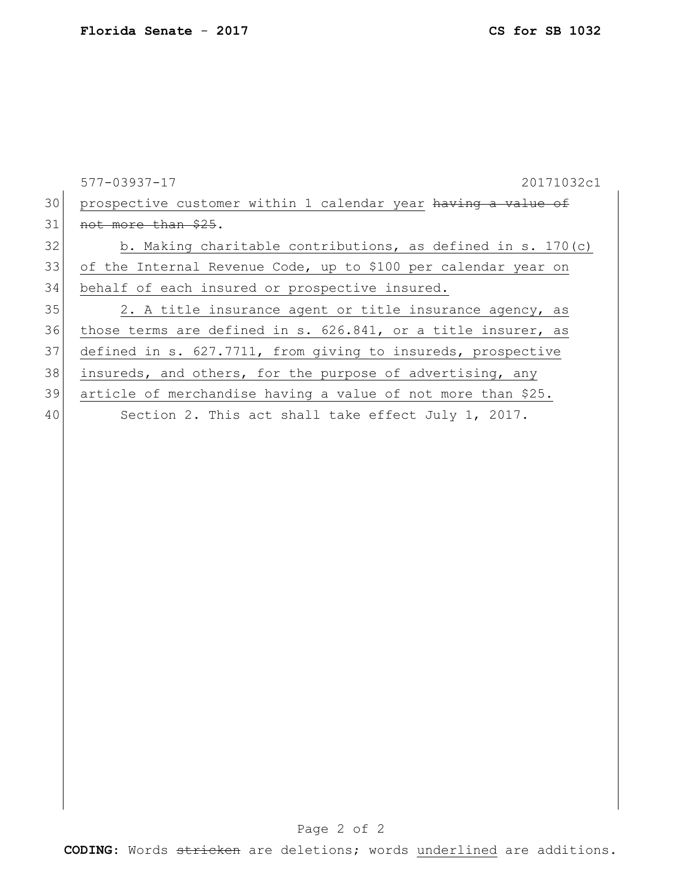577-03937-17 20171032c1

30 prospective customer within 1 calendar year ~~having a value of~~
31 ~~not more than $25~~.
32 b. Making charitable contributions, as defined in s. 170(c)
33 of the Internal Revenue Code, up to $100 per calendar year on
34 behalf of each insured or prospective insured.
35 2. A title insurance agent or title insurance agency, as
36 those terms are defined in s. 626.841, or a title insurer, as
37 defined in s. 627.7711, from giving to insureds, prospective
38 insureds, and others, for the purpose of advertising, any
39 article of merchandise having a value of not more than $25.
40 Section 2. This act shall take effect July 1, 2017.

**CODING:** Words ~~stricken~~ are deletions; words underlined are additions.